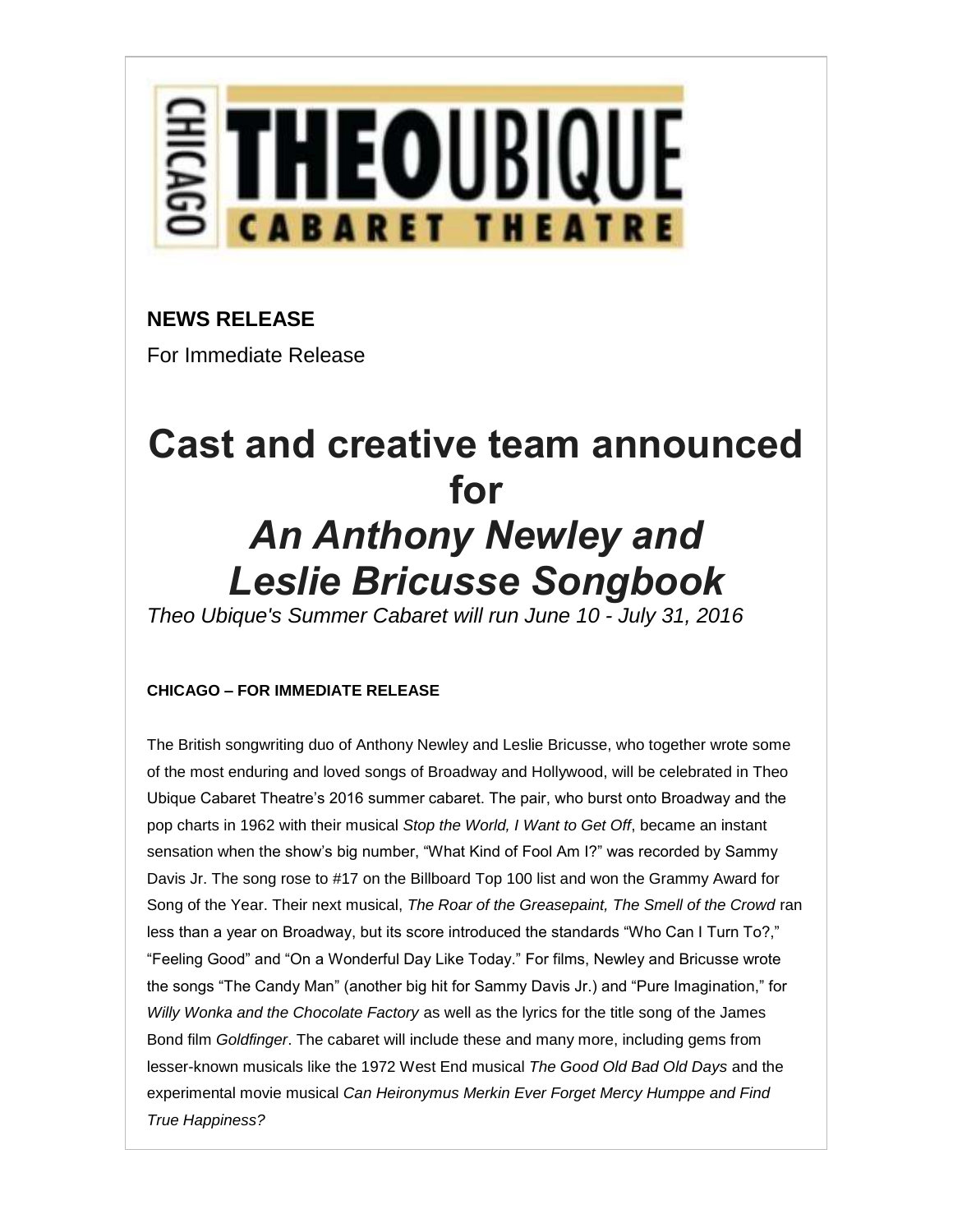CHICAGO THEO UBIQUE CABARET THEATRE

**NEWS RELEASE**

For Immediate Release

# Cast and creative team announced for *An Anthony Newley and Leslie Bricusse Songbook*

*Theo Ubique's Summer Cabaret will run June 10 - July 31, 2016*

**CHICAGO – FOR IMMEDIATE RELEASE**

The British songwriting duo of Anthony Newley and Leslie Bricusse, who together wrote some of the most enduring and loved songs of Broadway and Hollywood, will be celebrated in Theo Ubique Cabaret Theatre's 2016 summer cabaret. The pair, who burst onto Broadway and the pop charts in 1962 with their musical *Stop the World, I Want to Get Off*, became an instant sensation when the show's big number, "What Kind of Fool Am I?" was recorded by Sammy Davis Jr. The song rose to #17 on the Billboard Top 100 list and won the Grammy Award for Song of the Year. Their next musical, *The Roar of the Greasepaint, The Smell of the Crowd* ran less than a year on Broadway, but its score introduced the standards "Who Can I Turn To?," "Feeling Good" and "On a Wonderful Day Like Today." For films, Newley and Bricusse wrote the songs "The Candy Man" (another big hit for Sammy Davis Jr.) and "Pure Imagination," for *Willy Wonka and the Chocolate Factory* as well as the lyrics for the title song of the James Bond film *Goldfinger*. The cabaret will include these and many more, including gems from lesser-known musicals like the 1972 West End musical *The Good Old Bad Old Days* and the experimental movie musical *Can Heironymus Merkin Ever Forget Mercy Humppe and Find True Happiness?*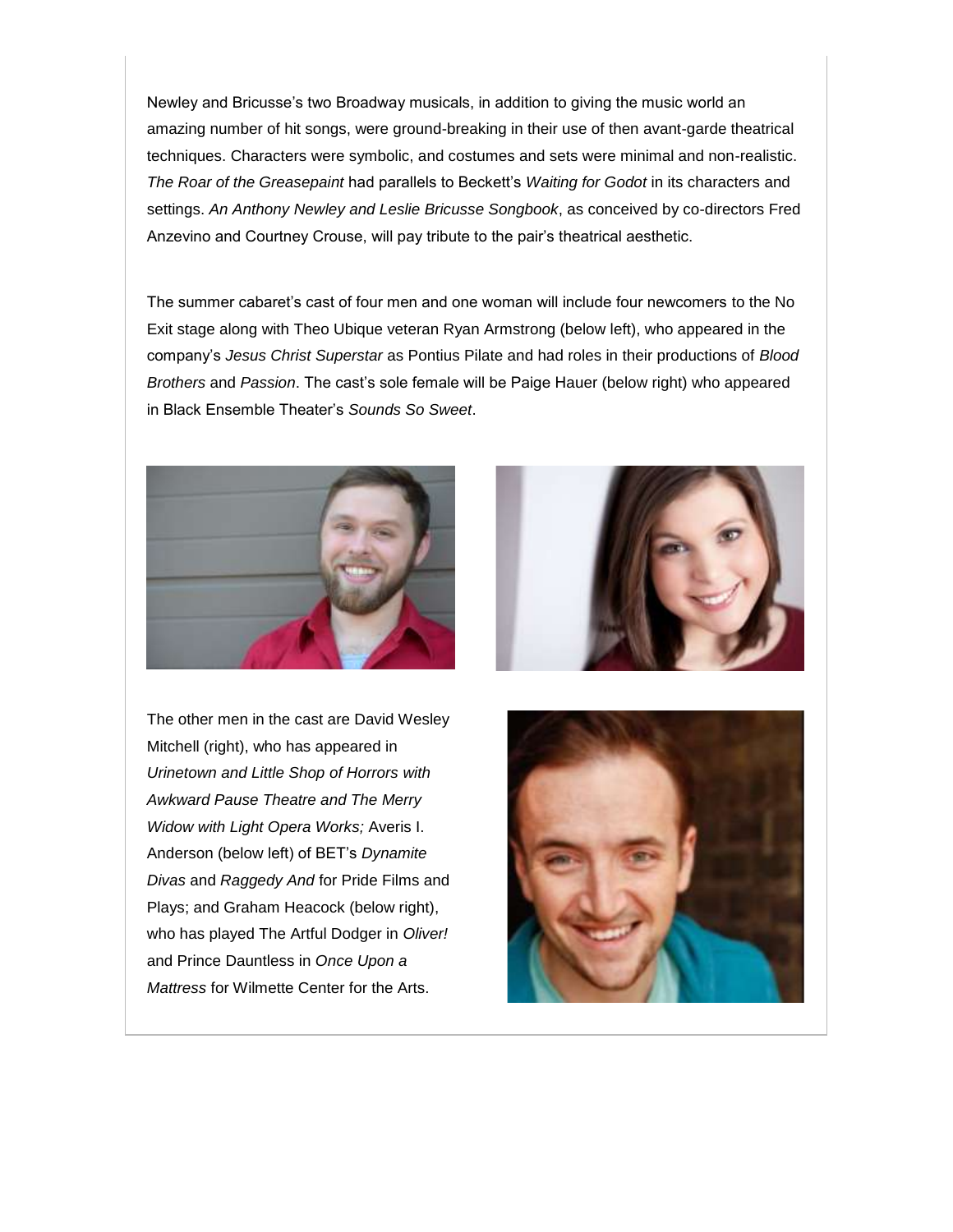Newley and Bricusse's two Broadway musicals, in addition to giving the music world an amazing number of hit songs, were ground-breaking in their use of then avant-garde theatrical techniques. Characters were symbolic, and costumes and sets were minimal and non-realistic. *The Roar of the Greasepaint* had parallels to Beckett's *Waiting for Godot* in its characters and settings. *An Anthony Newley and Leslie Bricusse Songbook*, as conceived by co-directors Fred Anzevino and Courtney Crouse, will pay tribute to the pair's theatrical aesthetic.

The summer cabaret's cast of four men and one woman will include four newcomers to the No Exit stage along with Theo Ubique veteran Ryan Armstrong (below left), who appeared in the company's *Jesus Christ Superstar* as Pontius Pilate and had roles in their productions of *Blood Brothers* and *Passion*. The cast's sole female will be Paige Hauer (below right) who appeared in Black Ensemble Theater's *Sounds So Sweet*.

The other men in the cast are David Wesley Mitchell (right), who has appeared in *Urinetown and Little Shop of Horrors with Awkward Pause Theatre and The Merry Widow with Light Opera Works;* Averis I. Anderson (below left) of BET's *Dynamite Divas* and *Raggedy And* for Pride Films and Plays; and Graham Heacock (below right), who has played The Artful Dodger in *Oliver!* and Prince Dauntless in *Once Upon a Mattress* for Wilmette Center for the Arts.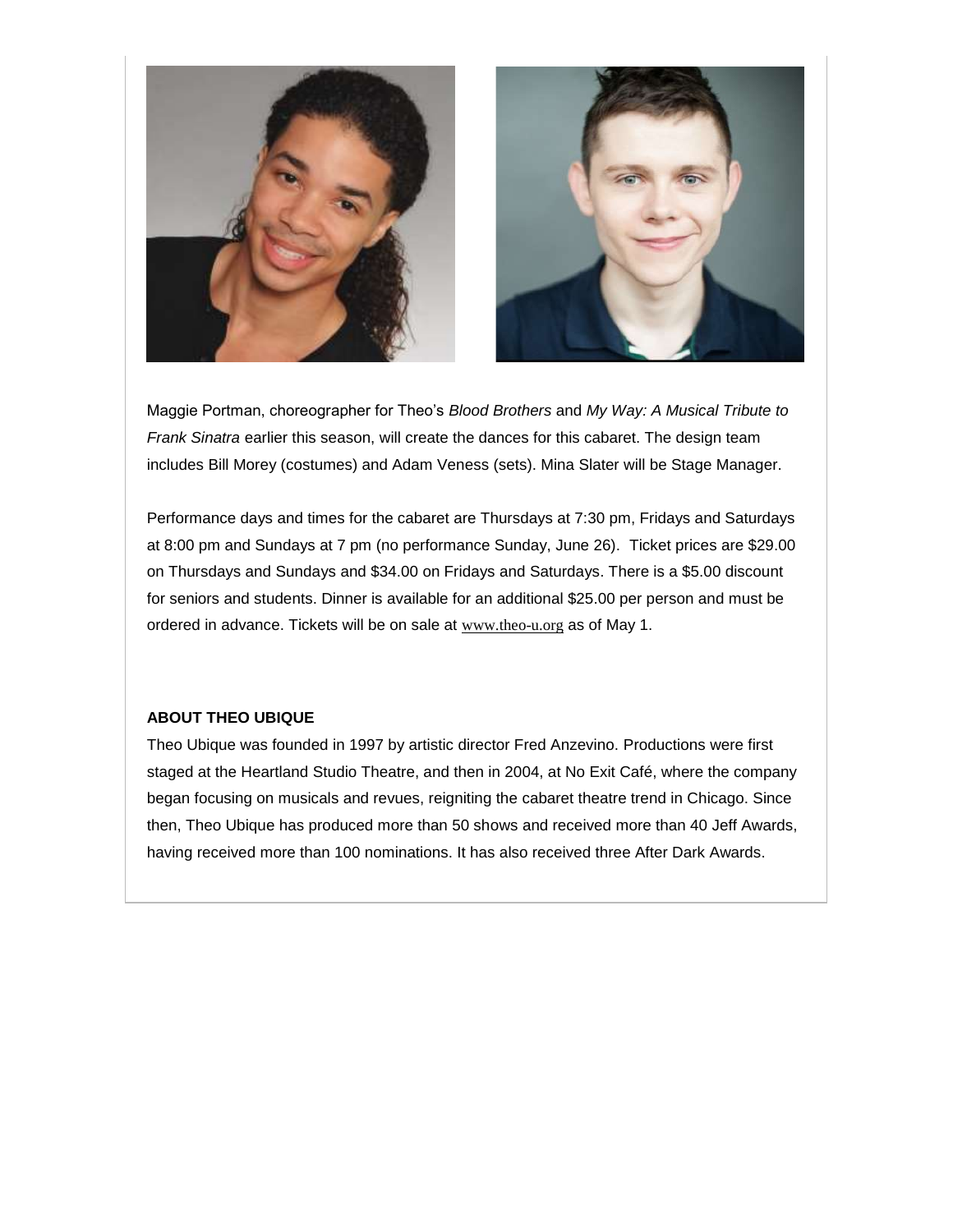Maggie Portman, choreographer for Theo's *Blood Brothers* and *My Way: A Musical Tribute to Frank Sinatra* earlier this season, will create the dances for this cabaret. The design team includes Bill Morey (costumes) and Adam Veness (sets). Mina Slater will be Stage Manager.

Performance days and times for the cabaret are Thursdays at 7:30 pm, Fridays and Saturdays at 8:00 pm and Sundays at 7 pm (no performance Sunday, June 26). Ticket prices are $29.00 on Thursdays and Sundays and $34.00 on Fridays and Saturdays. There is a $5.00 discount for seniors and students. Dinner is available for an additional $25.00 per person and must be ordered in advance. Tickets will be on sale at www.theo-u.org as of May 1.

**ABOUT THEO UBIQUE**

Theo Ubique was founded in 1997 by artistic director Fred Anzevino. Productions were first staged at the Heartland Studio Theatre, and then in 2004, at No Exit Café, where the company began focusing on musicals and revues, reigniting the cabaret theatre trend in Chicago. Since then, Theo Ubique has produced more than 50 shows and received more than 40 Jeff Awards, having received more than 100 nominations. It has also received three After Dark Awards.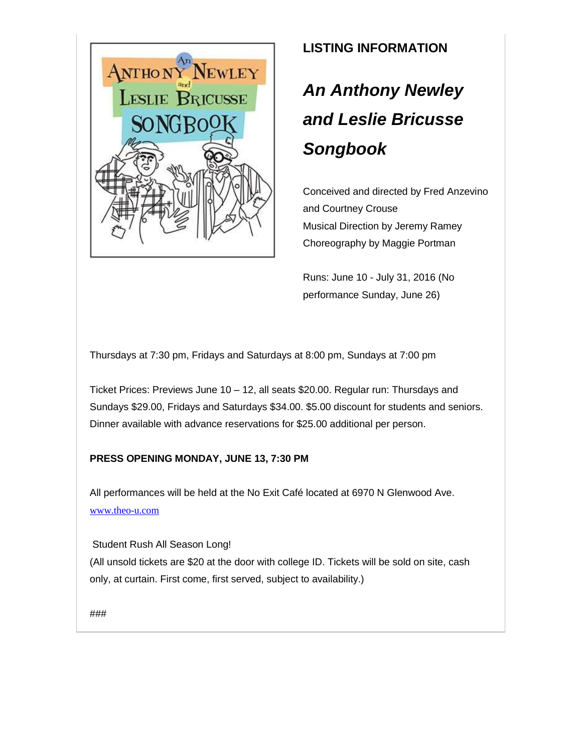## LISTING INFORMATION

# *An Anthony Newley and Leslie Bricusse Songbook*

Conceived and directed by Fred Anzevino and Courtney Crouse
Musical Direction by Jeremy Ramey
Choreography by Maggie Portman

Runs: June 10 - July 31, 2016 (No performance Sunday, June 26)

Thursdays at 7:30 pm, Fridays and Saturdays at 8:00 pm, Sundays at 7:00 pm

Ticket Prices: Previews June 10 – 12, all seats $20.00. Regular run: Thursdays and Sundays $29.00, Fridays and Saturdays $34.00. $5.00 discount for students and seniors. Dinner available with advance reservations for $25.00 additional per person.

**PRESS OPENING MONDAY, JUNE 13, 7:30 PM**

All performances will be held at the No Exit Café located at 6970 N Glenwood Ave. [www.theo-u.com](http://www.theo-u.com)

Student Rush All Season Long!
(All unsold tickets are $20 at the door with college ID. Tickets will be sold on site, cash only, at curtain. First come, first served, subject to availability.)

###